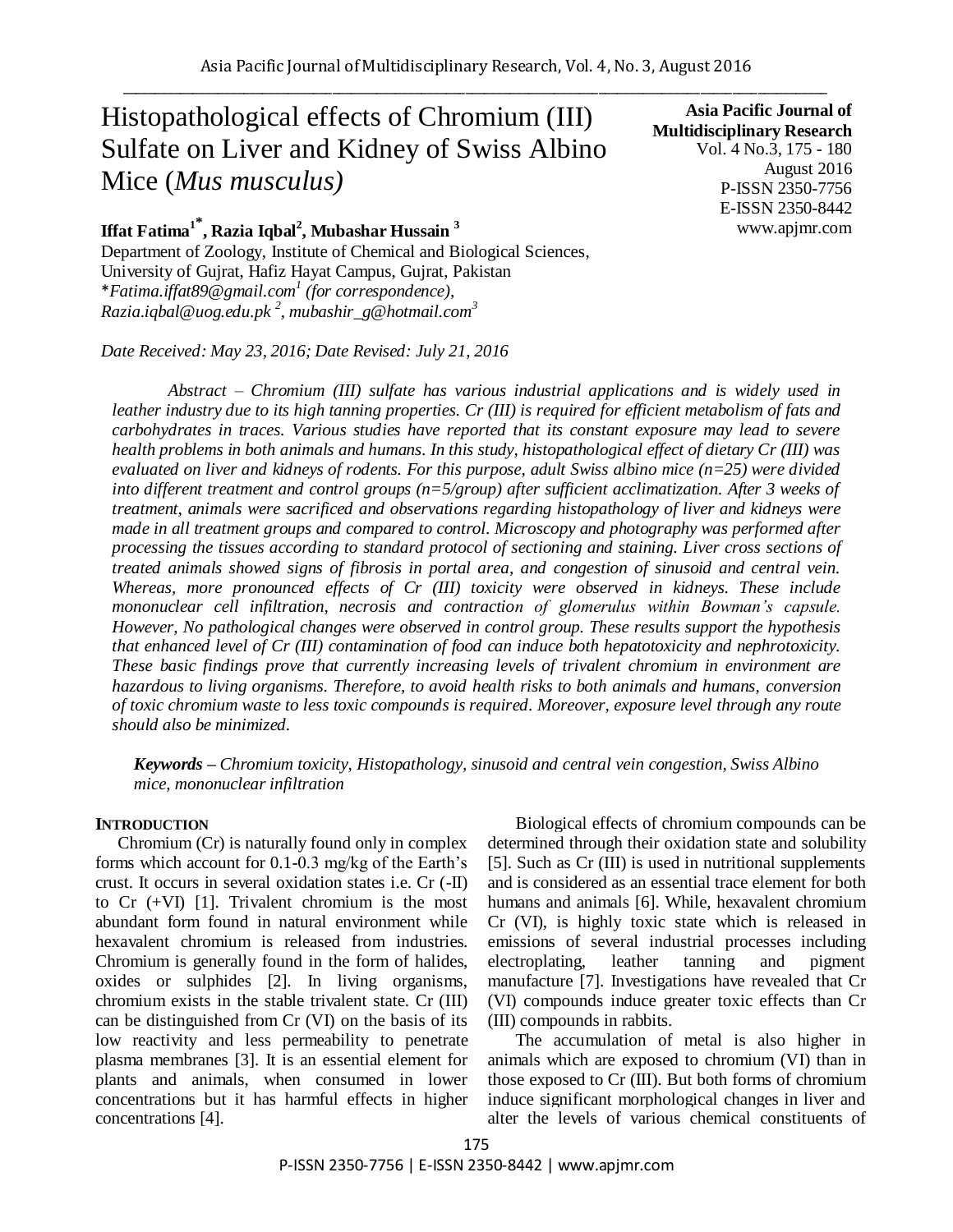# Histopathological effects of Chromium (III) Sulfate on Liver and Kidney of Swiss Albino Mice (*Mus musculus*)

**Asia Pacific Journal of Multidisciplinary Research**
Vol. 4 No.3, 175 - 180
August 2016
P-ISSN 2350-7756
E-ISSN 2350-8442
www.apjmr.com

**Iffat Fatima[1*], Razia Iqbal[2], Mubashar Hussain [3]**

Department of Zoology, Institute of Chemical and Biological Sciences,
University of Gujrat, Hafiz Hayat Campus, Gujrat, Pakistan
*Fatima.iffat89@gmail.com[1] (for correspondence),*
*Razia.iqbal@uog.edu.pk [2], mubashir_g@hotmail.com[3]*

*Date Received: May 23, 2016; Date Revised: July 21, 2016*

*Abstract – Chromium (III) sulfate has various industrial applications and is widely used in leather industry due to its high tanning properties. Cr (III) is required for efficient metabolism of fats and carbohydrates in traces. Various studies have reported that its constant exposure may lead to severe health problems in both animals and humans. In this study, histopathological effect of dietary Cr (III) was evaluated on liver and kidneys of rodents. For this purpose, adult Swiss albino mice (n=25) were divided into different treatment and control groups (n=5/group) after sufficient acclimatization. After 3 weeks of treatment, animals were sacrificed and observations regarding histopathology of liver and kidneys were made in all treatment groups and compared to control. Microscopy and photography was performed after processing the tissues according to standard protocol of sectioning and staining. Liver cross sections of treated animals showed signs of fibrosis in portal area, and congestion of sinusoid and central vein. Whereas, more pronounced effects of Cr (III) toxicity were observed in kidneys. These include mononuclear cell infiltration, necrosis and contraction of glomerulus within Bowman's capsule. However, No pathological changes were observed in control group. These results support the hypothesis that enhanced level of Cr (III) contamination of food can induce both hepatotoxicity and nephrotoxicity. These basic findings prove that currently increasing levels of trivalent chromium in environment are hazardous to living organisms. Therefore, to avoid health risks to both animals and humans, conversion of toxic chromium waste to less toxic compounds is required. Moreover, exposure level through any route should also be minimized.*

***Keywords –** Chromium toxicity, Histopathology, sinusoid and central vein congestion, Swiss Albino mice, mononuclear infiltration*

## INTRODUCTION

Chromium (Cr) is naturally found only in complex forms which account for 0.1-0.3 mg/kg of the Earth's crust. It occurs in several oxidation states i.e. Cr (-II) to Cr (+VI) [1]. Trivalent chromium is the most abundant form found in natural environment while hexavalent chromium is released from industries. Chromium is generally found in the form of halides, oxides or sulphides [2]. In living organisms, chromium exists in the stable trivalent state. Cr (III) can be distinguished from Cr (VI) on the basis of its low reactivity and less permeability to penetrate plasma membranes [3]. It is an essential element for plants and animals, when consumed in lower concentrations but it has harmful effects in higher concentrations [4].

Biological effects of chromium compounds can be determined through their oxidation state and solubility [5]. Such as Cr (III) is used in nutritional supplements and is considered as an essential trace element for both humans and animals [6]. While, hexavalent chromium Cr (VI), is highly toxic state which is released in emissions of several industrial processes including electroplating, leather tanning and pigment manufacture [7]. Investigations have revealed that Cr (VI) compounds induce greater toxic effects than Cr (III) compounds in rabbits.

The accumulation of metal is also higher in animals which are exposed to chromium (VI) than in those exposed to Cr (III). But both forms of chromium induce significant morphological changes in liver and alter the levels of various chemical constituents of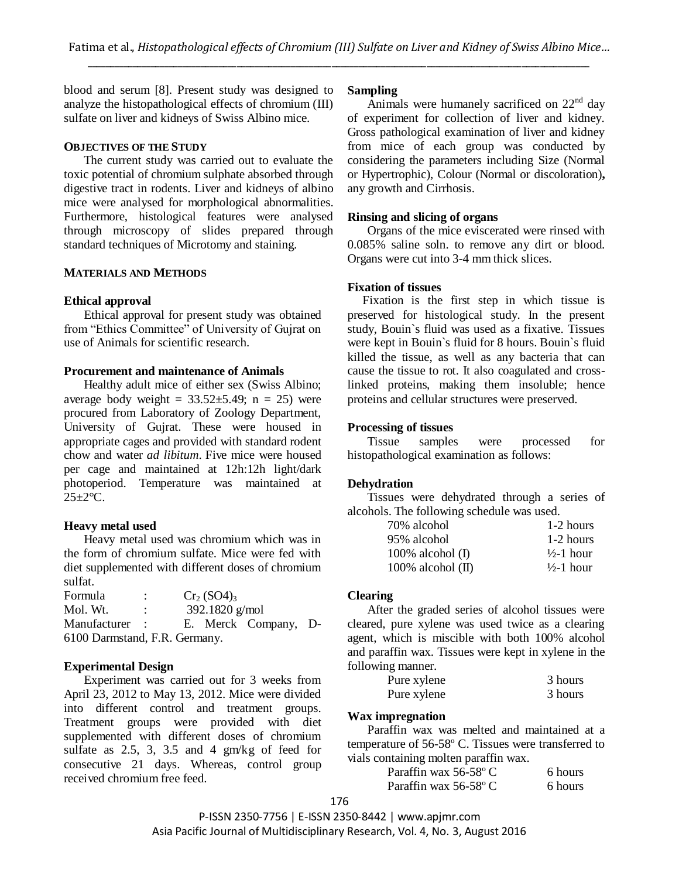blood and serum [8]. Present study was designed to analyze the histopathological effects of chromium (III) sulfate on liver and kidneys of Swiss Albino mice.

## OBJECTIVES OF THE STUDY

The current study was carried out to evaluate the toxic potential of chromium sulphate absorbed through digestive tract in rodents. Liver and kidneys of albino mice were analysed for morphological abnormalities. Furthermore, histological features were analysed through microscopy of slides prepared through standard techniques of Microtomy and staining.

## MATERIALS AND METHODS

### Ethical approval

Ethical approval for present study was obtained from "Ethics Committee" of University of Gujrat on use of Animals for scientific research.

### Procurement and maintenance of Animals

Healthy adult mice of either sex (Swiss Albino; average body weight = 33.52±5.49; n = 25) were procured from Laboratory of Zoology Department, University of Gujrat. These were housed in appropriate cages and provided with standard rodent chow and water *ad libitum*. Five mice were housed per cage and maintained at 12h:12h light/dark photoperiod. Temperature was maintained at 25±2°C.

### Heavy metal used

Heavy metal used was chromium which was in the form of chromium sulfate. Mice were fed with diet supplemented with different doses of chromium sulfat.

Formula : $Cr_2(SO4)_3$
Mol. Wt. : 392.1820 g/mol
Manufacturer : E. Merck Company, D-6100 Darmstand, F.R. Germany.

### Experimental Design

Experiment was carried out for 3 weeks from April 23, 2012 to May 13, 2012. Mice were divided into different control and treatment groups. Treatment groups were provided with diet supplemented with different doses of chromium sulfate as 2.5, 3, 3.5 and 4 gm/kg of feed for consecutive 21 days. Whereas, control group received chromium free feed.

### Sampling

Animals were humanely sacrificed on 22nd day of experiment for collection of liver and kidney. Gross pathological examination of liver and kidney from mice of each group was conducted by considering the parameters including Size (Normal or Hypertrophic), Colour (Normal or discoloration), any growth and Cirrhosis.

### Rinsing and slicing of organs

Organs of the mice eviscerated were rinsed with 0.085% saline soln. to remove any dirt or blood. Organs were cut into 3-4 mm thick slices.

### Fixation of tissues

Fixation is the first step in which tissue is preserved for histological study. In the present study, Bouin`s fluid was used as a fixative. Tissues were kept in Bouin`s fluid for 8 hours. Bouin`s fluid killed the tissue, as well as any bacteria that can cause the tissue to rot. It also coagulated and cross-linked proteins, making them insoluble; hence proteins and cellular structures were preserved.

### Processing of tissues

Tissue samples were processed for histopathological examination as follows:

### Dehydration

Tissues were dehydrated through a series of alcohols. The following schedule was used.

| | |
|---|---|
| 70% alcohol | 1-2 hours |
| 95% alcohol | 1-2 hours |
| 100% alcohol (I) | ½-1 hour |
| 100% alcohol (II) | ½-1 hour |

### Clearing

After the graded series of alcohol tissues were cleared, pure xylene was used twice as a clearing agent, which is miscible with both 100% alcohol and paraffin wax. Tissues were kept in xylene in the following manner.

| | |
|---|---|
| Pure xylene | 3 hours |
| Pure xylene | 3 hours |

### Wax impregnation

Paraffin wax was melted and maintained at a temperature of 56-58º C. Tissues were transferred to vials containing molten paraffin wax.

| | |
|---|---|
| Paraffin wax 56-58º C | 6 hours |
| Paraffin wax 56-58º C | 6 hours |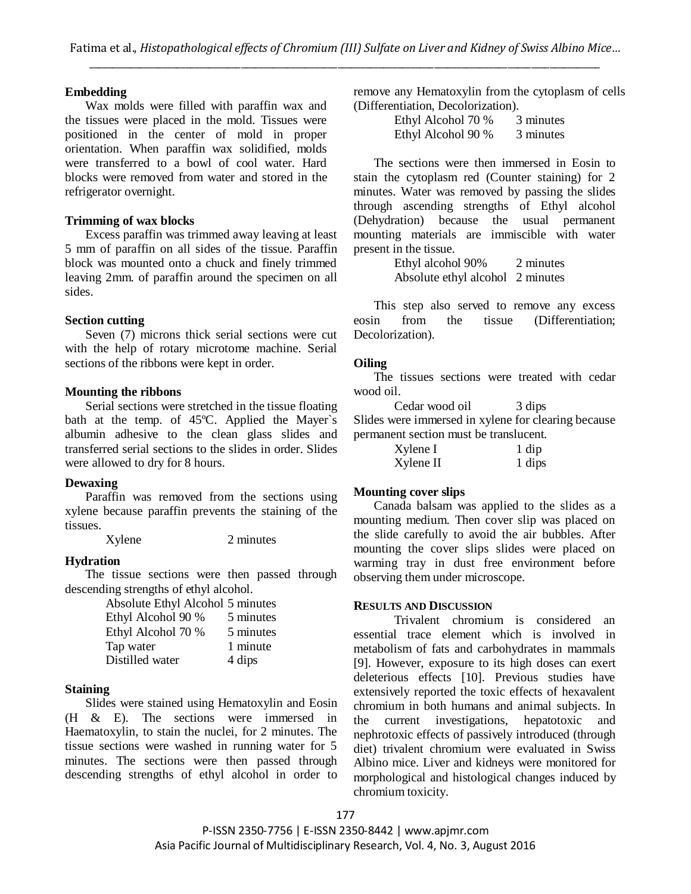### Embedding

Wax molds were filled with paraffin wax and the tissues were placed in the mold. Tissues were positioned in the center of mold in proper orientation. When paraffin wax solidified, molds were transferred to a bowl of cool water. Hard blocks were removed from water and stored in the refrigerator overnight.

### Trimming of wax blocks

Excess paraffin was trimmed away leaving at least 5 mm of paraffin on all sides of the tissue. Paraffin block was mounted onto a chuck and finely trimmed leaving 2mm. of paraffin around the specimen on all sides.

### Section cutting

Seven (7) microns thick serial sections were cut with the help of rotary microtome machine. Serial sections of the ribbons were kept in order.

### Mounting the ribbons

Serial sections were stretched in the tissue floating bath at the temp. of 45ºC. Applied the Mayer`s albumin adhesive to the clean glass slides and transferred serial sections to the slides in order. Slides were allowed to dry for 8 hours.

### Dewaxing

Paraffin was removed from the sections using xylene because paraffin prevents the staining of the tissues.

| | |
|---|---|
| Xylene | 2 minutes |

### Hydration

The tissue sections were then passed through descending strengths of ethyl alcohol.

| | |
|---|---|
| Absolute Ethyl Alcohol | 5 minutes |
| Ethyl Alcohol 90 % | 5 minutes |
| Ethyl Alcohol 70 % | 5 minutes |
| Tap water | 1 minute |
| Distilled water | 4 dips |

### Staining

Slides were stained using Hematoxylin and Eosin (H & E). The sections were immersed in Haematoxylin, to stain the nuclei, for 2 minutes. The tissue sections were washed in running water for 5 minutes. The sections were then passed through descending strengths of ethyl alcohol in order to remove any Hematoxylin from the cytoplasm of cells (Differentiation, Decolorization).

| | |
|---|---|
| Ethyl Alcohol 70 % | 3 minutes |
| Ethyl Alcohol 90 % | 3 minutes |

The sections were then immersed in Eosin to stain the cytoplasm red (Counter staining) for 2 minutes. Water was removed by passing the slides through ascending strengths of Ethyl alcohol (Dehydration) because the usual permanent mounting materials are immiscible with water present in the tissue.

| | |
|---|---|
| Ethyl alcohol 90% | 2 minutes |
| Absolute ethyl alcohol | 2 minutes |

This step also served to remove any excess eosin from the tissue (Differentiation; Decolorization).

### Oiling

The tissues sections were treated with cedar wood oil.

| | |
|---|---|
| Cedar wood oil | 3 dips |

Slides were immersed in xylene for clearing because permanent section must be translucent.

| | |
|---|---|
| Xylene I | 1 dip |
| Xylene II | 1 dips |

### Mounting cover slips

Canada balsam was applied to the slides as a mounting medium. Then cover slip was placed on the slide carefully to avoid the air bubbles. After mounting the cover slips slides were placed on warming tray in dust free environment before observing them under microscope.

## RESULTS AND DISCUSSION

Trivalent chromium is considered an essential trace element which is involved in metabolism of fats and carbohydrates in mammals [9]. However, exposure to its high doses can exert deleterious effects [10]. Previous studies have extensively reported the toxic effects of hexavalent chromium in both humans and animal subjects. In the current investigations, hepatotoxic and nephrotoxic effects of passively introduced (through diet) trivalent chromium were evaluated in Swiss Albino mice. Liver and kidneys were monitored for morphological and histological changes induced by chromium toxicity.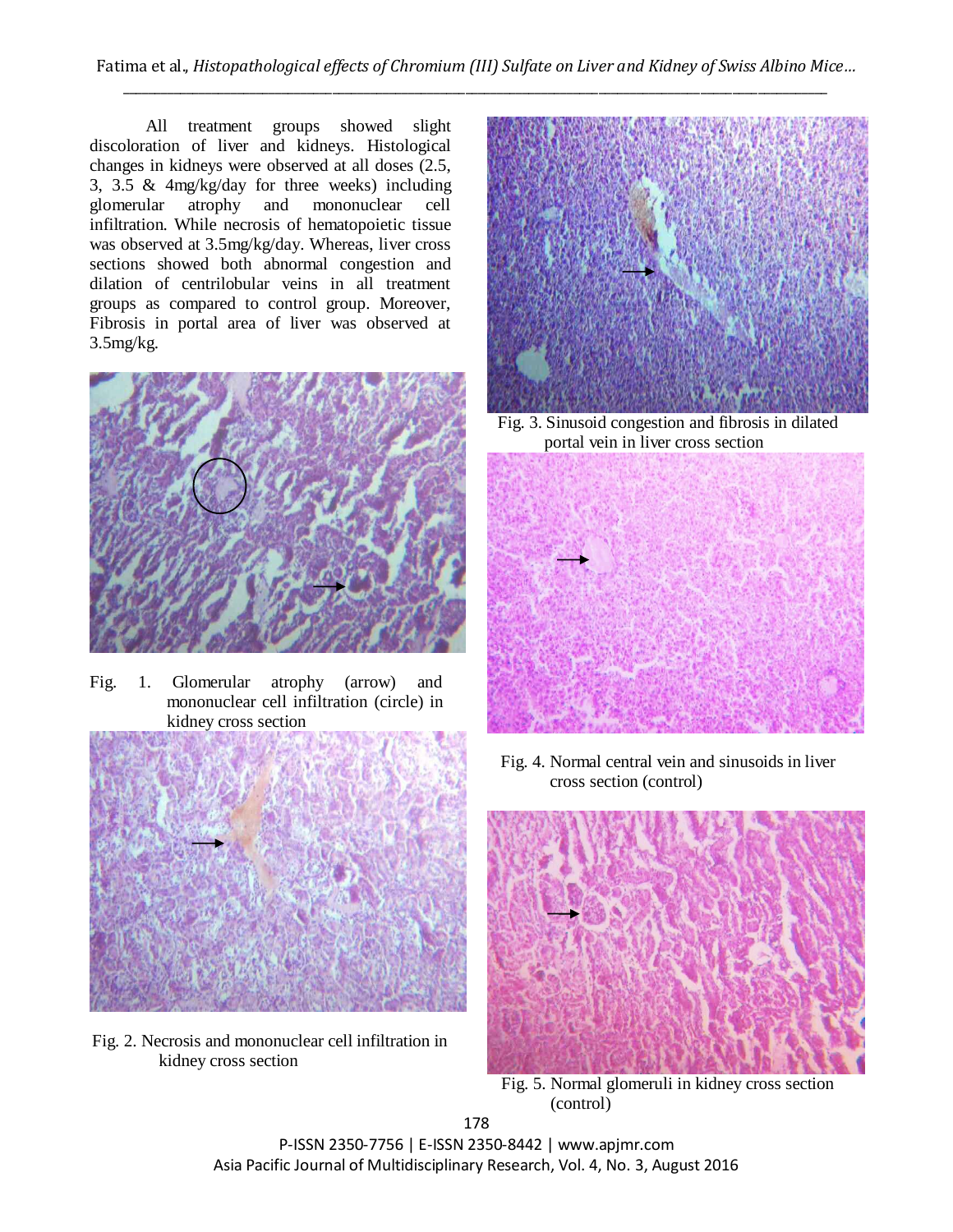All treatment groups showed slight discoloration of liver and kidneys. Histological changes in kidneys were observed at all doses (2.5, 3, 3.5 & 4mg/kg/day for three weeks) including glomerular atrophy and mononuclear cell infiltration. While necrosis of hematopoietic tissue was observed at 3.5mg/kg/day. Whereas, liver cross sections showed both abnormal congestion and dilation of centrilobular veins in all treatment groups as compared to control group. Moreover, Fibrosis in portal area of liver was observed at 3.5mg/kg.

Fig. 1. Glomerular atrophy (arrow) and mononuclear cell infiltration (circle) in kidney cross section

Fig. 2. Necrosis and mononuclear cell infiltration in kidney cross section

Fig. 3. Sinusoid congestion and fibrosis in dilated portal vein in liver cross section

Fig. 4. Normal central vein and sinusoids in liver cross section (control)

Fig. 5. Normal glomeruli in kidney cross section (control)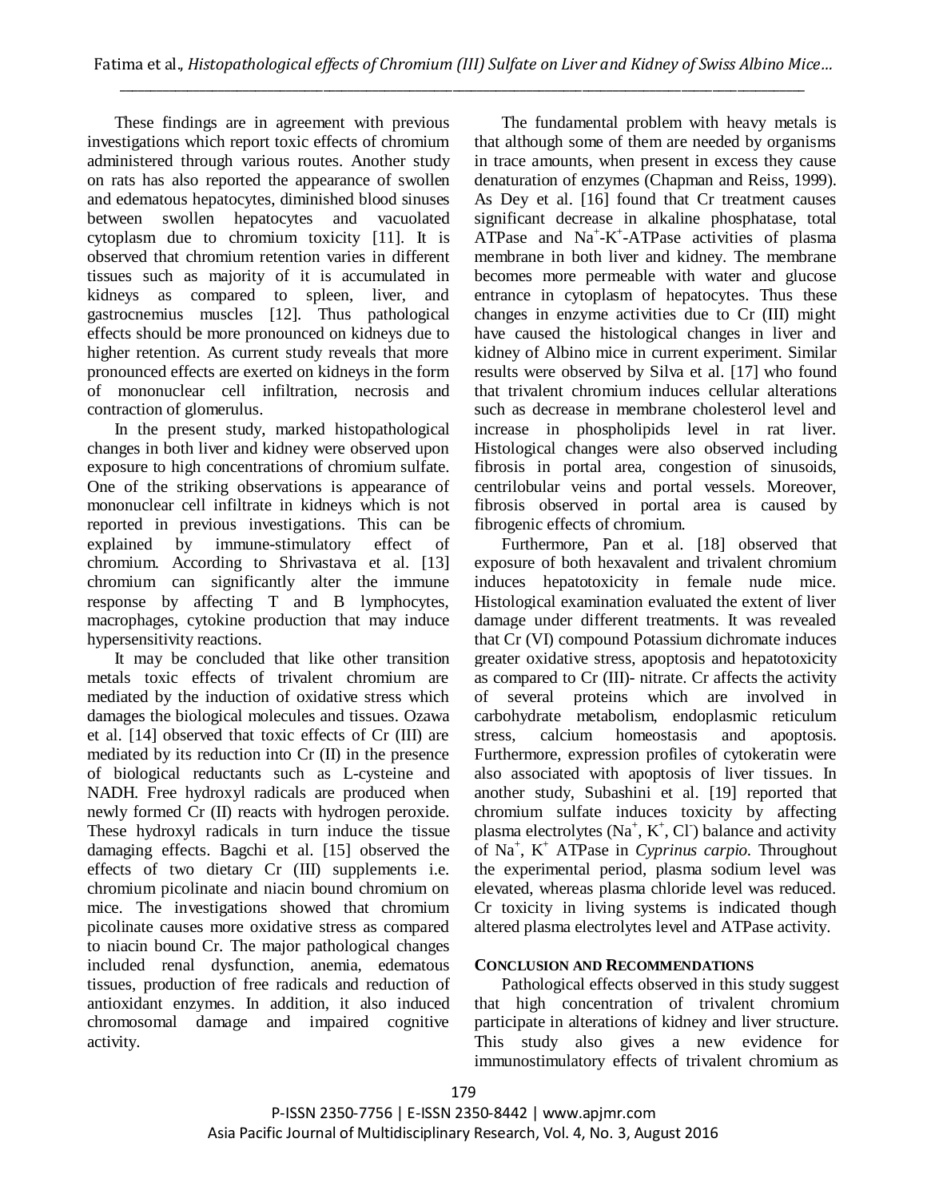These findings are in agreement with previous investigations which report toxic effects of chromium administered through various routes. Another study on rats has also reported the appearance of swollen and edematous hepatocytes, diminished blood sinuses between swollen hepatocytes and vacuolated cytoplasm due to chromium toxicity [11]. It is observed that chromium retention varies in different tissues such as majority of it is accumulated in kidneys as compared to spleen, liver, and gastrocnemius muscles [12]. Thus pathological effects should be more pronounced on kidneys due to higher retention. As current study reveals that more pronounced effects are exerted on kidneys in the form of mononuclear cell infiltration, necrosis and contraction of glomerulus.

In the present study, marked histopathological changes in both liver and kidney were observed upon exposure to high concentrations of chromium sulfate. One of the striking observations is appearance of mononuclear cell infiltrate in kidneys which is not reported in previous investigations. This can be explained by immune-stimulatory effect of chromium. According to Shrivastava et al. [13] chromium can significantly alter the immune response by affecting T and B lymphocytes, macrophages, cytokine production that may induce hypersensitivity reactions.

It may be concluded that like other transition metals toxic effects of trivalent chromium are mediated by the induction of oxidative stress which damages the biological molecules and tissues. Ozawa et al. [14] observed that toxic effects of Cr (III) are mediated by its reduction into Cr (II) in the presence of biological reductants such as L-cysteine and NADH. Free hydroxyl radicals are produced when newly formed Cr (II) reacts with hydrogen peroxide. These hydroxyl radicals in turn induce the tissue damaging effects. Bagchi et al. [15] observed the effects of two dietary Cr (III) supplements i.e. chromium picolinate and niacin bound chromium on mice. The investigations showed that chromium picolinate causes more oxidative stress as compared to niacin bound Cr. The major pathological changes included renal dysfunction, anemia, edematous tissues, production of free radicals and reduction of antioxidant enzymes. In addition, it also induced chromosomal damage and impaired cognitive activity.

The fundamental problem with heavy metals is that although some of them are needed by organisms in trace amounts, when present in excess they cause denaturation of enzymes (Chapman and Reiss, 1999). As Dey et al. [16] found that Cr treatment causes significant decrease in alkaline phosphatase, total ATPase and $Na^{+}$-$K^{+}$-ATPase activities of plasma membrane in both liver and kidney. The membrane becomes more permeable with water and glucose entrance in cytoplasm of hepatocytes. Thus these changes in enzyme activities due to Cr (III) might have caused the histological changes in liver and kidney of Albino mice in current experiment. Similar results were observed by Silva et al. [17] who found that trivalent chromium induces cellular alterations such as decrease in membrane cholesterol level and increase in phospholipids level in rat liver. Histological changes were also observed including fibrosis in portal area, congestion of sinusoids, centrilobular veins and portal vessels. Moreover, fibrosis observed in portal area is caused by fibrogenic effects of chromium.

Furthermore, Pan et al. [18] observed that exposure of both hexavalent and trivalent chromium induces hepatotoxicity in female nude mice. Histological examination evaluated the extent of liver damage under different treatments. It was revealed that Cr (VI) compound Potassium dichromate induces greater oxidative stress, apoptosis and hepatotoxicity as compared to Cr (III)- nitrate. Cr affects the activity of several proteins which are involved in carbohydrate metabolism, endoplasmic reticulum stress, calcium homeostasis and apoptosis. Furthermore, expression profiles of cytokeratin were also associated with apoptosis of liver tissues. In another study, Subashini et al. [19] reported that chromium sulfate induces toxicity by affecting plasma electrolytes ($Na^{+}$, $K^{+}$, $Cl^{-}$) balance and activity of $Na^{+}$, $K^{+}$ ATPase in *Cyprinus carpio*. Throughout the experimental period, plasma sodium level was elevated, whereas plasma chloride level was reduced. Cr toxicity in living systems is indicated though altered plasma electrolytes level and ATPase activity.

## CONCLUSION AND RECOMMENDATIONS

Pathological effects observed in this study suggest that high concentration of trivalent chromium participate in alterations of kidney and liver structure. This study also gives a new evidence for immunostimulatory effects of trivalent chromium as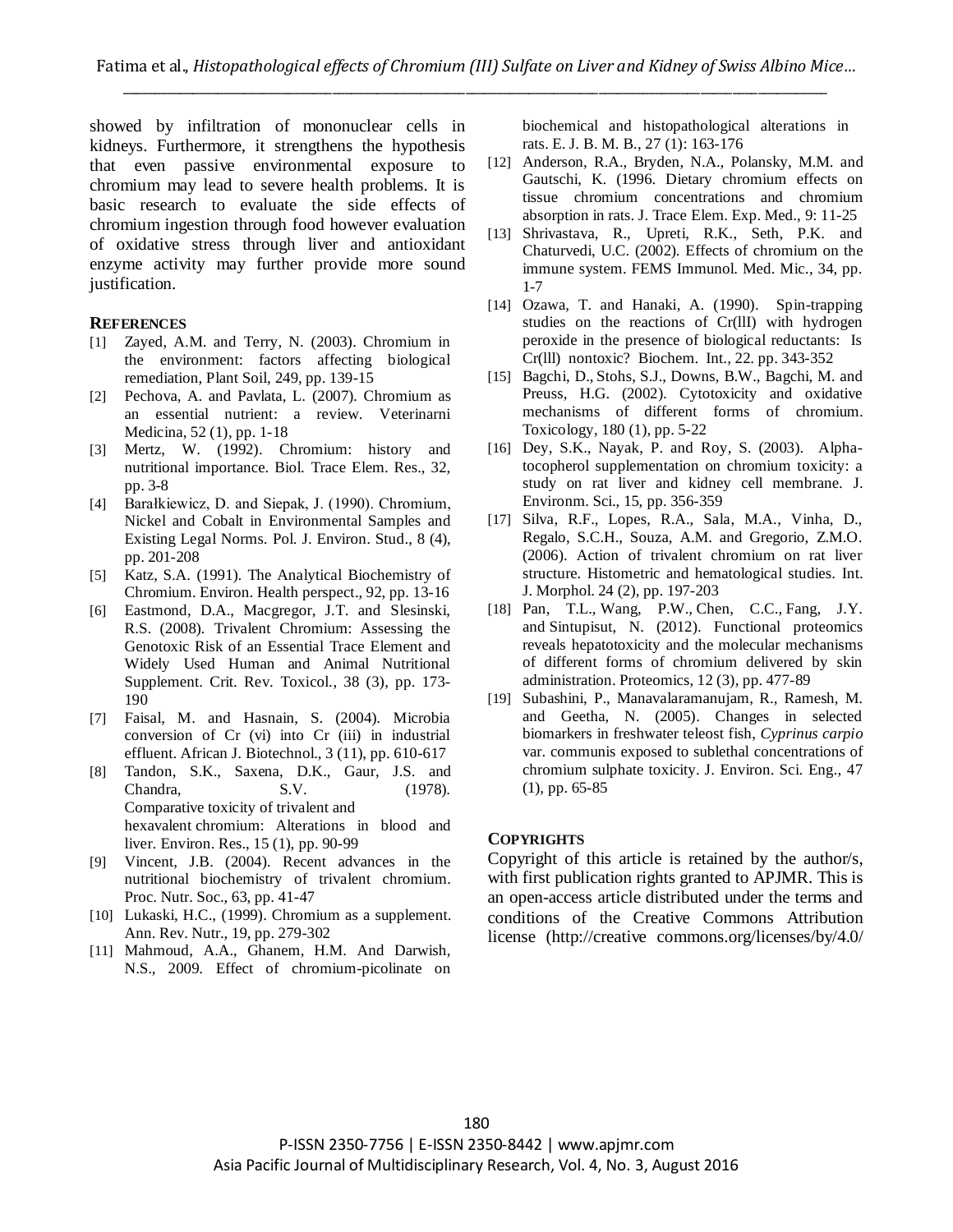showed by infiltration of mononuclear cells in kidneys. Furthermore, it strengthens the hypothesis that even passive environmental exposure to chromium may lead to severe health problems. It is basic research to evaluate the side effects of chromium ingestion through food however evaluation of oxidative stress through liver and antioxidant enzyme activity may further provide more sound justification.

## REFERENCES

[1] Zayed, A.M. and Terry, N. (2003). Chromium in the environment: factors affecting biological remediation, Plant Soil, 249, pp. 139-15

[2] Pechova, A. and Pavlata, L. (2007). Chromium as an essential nutrient: a review. Veterinarni Medicina, 52 (1), pp. 1-18

[3] Mertz, W. (1992). Chromium: history and nutritional importance. Biol. Trace Elem. Res., 32, pp. 3-8

[4] Barałkiewicz, D. and Siepak, J. (1990). Chromium, Nickel and Cobalt in Environmental Samples and Existing Legal Norms. Pol. J. Environ. Stud., 8 (4), pp. 201-208

[5] Katz, S.A. (1991). The Analytical Biochemistry of Chromium. Environ. Health perspect., 92, pp. 13-16

[6] Eastmond, D.A., Macgregor, J.T. and Slesinski, R.S. (2008). Trivalent Chromium: Assessing the Genotoxic Risk of an Essential Trace Element and Widely Used Human and Animal Nutritional Supplement. Crit. Rev. Toxicol., 38 (3), pp. 173-190

[7] Faisal, M. and Hasnain, S. (2004). Microbia conversion of Cr (vi) into Cr (iii) in industrial effluent. African J. Biotechnol., 3 (11), pp. 610-617

[8] Tandon, S.K., Saxena, D.K., Gaur, J.S. and Chandra, S.V. (1978). Comparative toxicity of trivalent and hexavalent chromium: Alterations in blood and liver. Environ. Res., 15 (1), pp. 90-99

[9] Vincent, J.B. (2004). Recent advances in the nutritional biochemistry of trivalent chromium. Proc. Nutr. Soc., 63, pp. 41-47

[10] Lukaski, H.C., (1999). Chromium as a supplement. Ann. Rev. Nutr., 19, pp. 279-302

[11] Mahmoud, A.A., Ghanem, H.M. And Darwish, N.S., 2009. Effect of chromium-picolinate on biochemical and histopathological alterations in rats. E. J. B. M. B., 27 (1): 163-176

[12] Anderson, R.A., Bryden, N.A., Polansky, M.M. and Gautschi, K. (1996. Dietary chromium effects on tissue chromium concentrations and chromium absorption in rats. J. Trace Elem. Exp. Med., 9: 11-25

[13] Shrivastava, R., Upreti, R.K., Seth, P.K. and Chaturvedi, U.C. (2002). Effects of chromium on the immune system. FEMS Immunol. Med. Mic., 34, pp. 1-7

[14] Ozawa, T. and Hanaki, A. (1990). Spin-trapping studies on the reactions of Cr(lII) with hydrogen peroxide in the presence of biological reductants: Is Cr(lll) nontoxic? Biochem. Int., 22. pp. 343-352

[15] Bagchi, D., Stohs, S.J., Downs, B.W., Bagchi, M. and Preuss, H.G. (2002). Cytotoxicity and oxidative mechanisms of different forms of chromium. Toxicology, 180 (1), pp. 5-22

[16] Dey, S.K., Nayak, P. and Roy, S. (2003). Alpha-tocopherol supplementation on chromium toxicity: a study on rat liver and kidney cell membrane. J. Environm. Sci., 15, pp. 356-359

[17] Silva, R.F., Lopes, R.A., Sala, M.A., Vinha, D., Regalo, S.C.H., Souza, A.M. and Gregorio, Z.M.O. (2006). Action of trivalent chromium on rat liver structure. Histometric and hematological studies. Int. J. Morphol. 24 (2), pp. 197-203

[18] Pan, T.L., Wang, P.W., Chen, C.C., Fang, J.Y. and Sintupisut, N. (2012). Functional proteomics reveals hepatotoxicity and the molecular mechanisms of different forms of chromium delivered by skin administration. Proteomics, 12 (3), pp. 477-89

[19] Subashini, P., Manavalaramanujam, R., Ramesh, M. and Geetha, N. (2005). Changes in selected biomarkers in freshwater teleost fish, *Cyprinus carpio* var. communis exposed to sublethal concentrations of chromium sulphate toxicity. J. Environ. Sci. Eng., 47 (1), pp. 65-85

## COPYRIGHTS

Copyright of this article is retained by the author/s, with first publication rights granted to APJMR. This is an open-access article distributed under the terms and conditions of the Creative Commons Attribution license (http://creative commons.org/licenses/by/4.0/